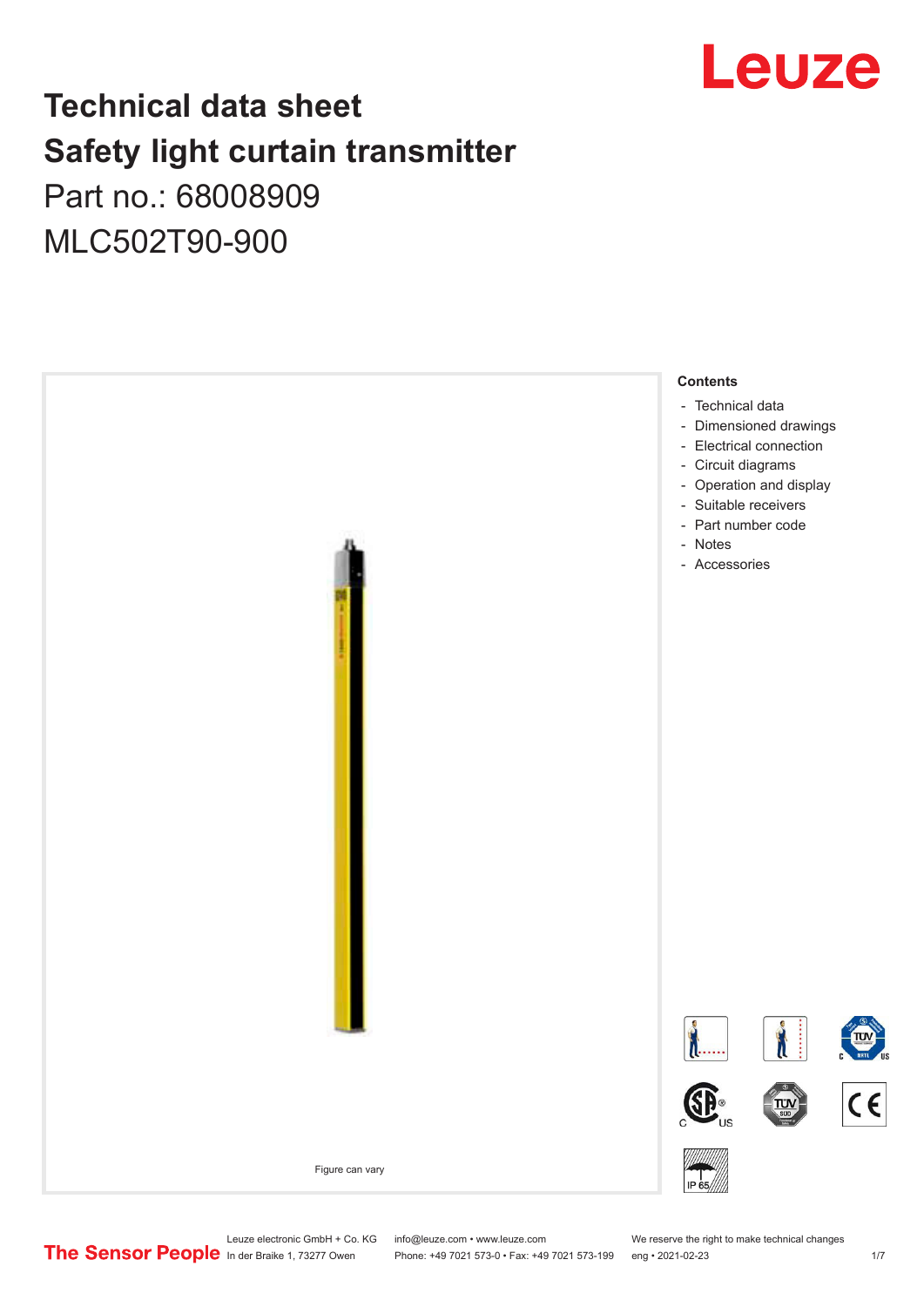# Technical data sheet
# Safety light curtain transmitter

Part no.: 68008909

MLC502T90-900

Figure can vary

**Contents**

- Technical data
- Dimensioned drawings
- Electrical connection
- Circuit diagrams
- Operation and display
- Suitable receivers
- Part number code
- Notes
- Accessories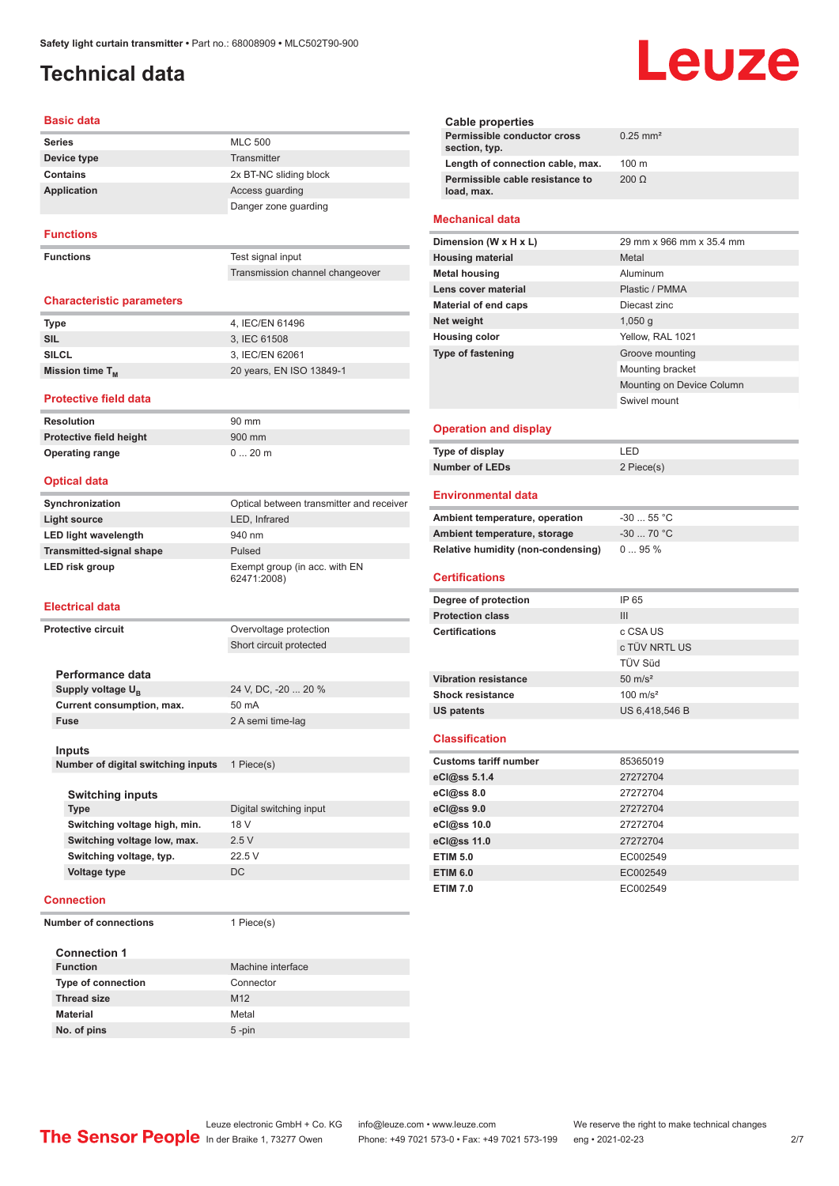Safety light curtain transmitter • Part no.: 68008909 • MLC502T90-900

# Technical data

## Basic data

| | |
|---|---|
| **Series** | MLC 500 |
| **Device type** | Transmitter |
| **Contains** | 2x BT-NC sliding block |
| **Application** | Access guarding |
| | Danger zone guarding |

## Functions

| | |
|---|---|
| **Functions** | Test signal input |
| | Transmission channel changeover |

## Characteristic parameters

| | |
|---|---|
| **Type** | 4, IEC/EN 61496 |
| **SIL** | 3, IEC 61508 |
| **SILCL** | 3, IEC/EN 62061 |
| **Mission time $T_M$** | 20 years, EN ISO 13849-1 |

## Protective field data

| | |
|---|---|
| **Resolution** | 90 mm |
| **Protective field height** | 900 mm |
| **Operating range** | 0 ... 20 m |

## Optical data

| | |
|---|---|
| **Synchronization** | Optical between transmitter and receiver |
| **Light source** | LED, Infrared |
| **LED light wavelength** | 940 nm |
| **Transmitted-signal shape** | Pulsed |
| **LED risk group** | Exempt group (in acc. with EN 62471:2008) |

## Electrical data

| | |
|---|---|
| **Protective circuit** | Overvoltage protection |
| | Short circuit protected |

### Performance data

| | |
|---|---|
| **Supply voltage $U_B$** | 24 V, DC, -20 ... 20 % |
| **Current consumption, max.** | 50 mA |
| **Fuse** | 2 A semi time-lag |

### Inputs

| | |
|---|---|
| **Number of digital switching inputs** | 1 Piece(s) |

#### Switching inputs

| | |
|---|---|
| **Type** | Digital switching input |
| **Switching voltage high, min.** | 18 V |
| **Switching voltage low, max.** | 2.5 V |
| **Switching voltage, typ.** | 22.5 V |
| **Voltage type** | DC |

## Connection

| | |
|---|---|
| **Number of connections** | 1 Piece(s) |

### Connection 1

| | |
|---|---|
| **Function** | Machine interface |
| **Type of connection** | Connector |
| **Thread size** | M12 |
| **Material** | Metal |
| **No. of pins** | 5 -pin |

### Cable properties

| | |
|---|---|
| **Permissible conductor cross section, typ.** | 0.25 mm² |
| **Length of connection cable, max.** | 100 m |
| **Permissible cable resistance to load, max.** | 200 Ω |

## Mechanical data

| | |
|---|---|
| **Dimension (W x H x L)** | 29 mm x 966 mm x 35.4 mm |
| **Housing material** | Metal |
| **Metal housing** | Aluminum |
| **Lens cover material** | Plastic / PMMA |
| **Material of end caps** | Diecast zinc |
| **Net weight** | 1,050 g |
| **Housing color** | Yellow, RAL 1021 |
| **Type of fastening** | Groove mounting |
| | Mounting bracket |
| | Mounting on Device Column |
| | Swivel mount |

## Operation and display

| | |
|---|---|
| **Type of display** | LED |
| **Number of LEDs** | 2 Piece(s) |

## Environmental data

| | |
|---|---|
| **Ambient temperature, operation** | -30 ... 55 °C |
| **Ambient temperature, storage** | -30 ... 70 °C |
| **Relative humidity (non-condensing)** | 0 ... 95 % |

## Certifications

| | |
|---|---|
| **Degree of protection** | IP 65 |
| **Protection class** | III |
| **Certifications** | c CSA US |
| | c TÜV NRTL US |
| | TÜV Süd |
| **Vibration resistance** | 50 m/s² |
| **Shock resistance** | 100 m/s² |
| **US patents** | US 6,418,546 B |

## Classification

| | |
|---|---|
| **Customs tariff number** | 85365019 |
| **eCl@ss 5.1.4** | 27272704 |
| **eCl@ss 8.0** | 27272704 |
| **eCl@ss 9.0** | 27272704 |
| **eCl@ss 10.0** | 27272704 |
| **eCl@ss 11.0** | 27272704 |
| **ETIM 5.0** | EC002549 |
| **ETIM 6.0** | EC002549 |
| **ETIM 7.0** | EC002549 |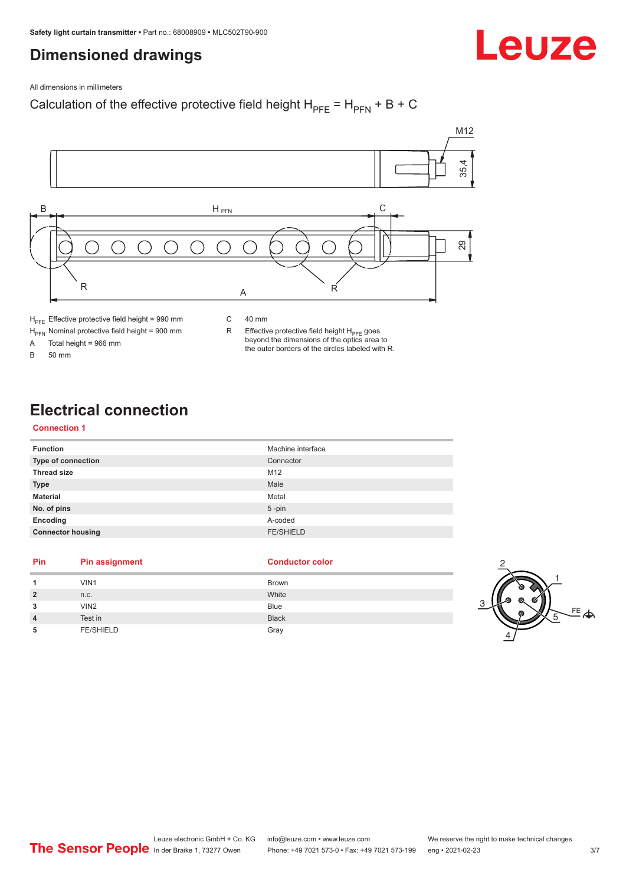# Dimensioned drawings

All dimensions in millimeters

Calculation of the effective protective field height $H_{PFE} = H_{PFN} + B + C$

$H_{PFE}$ Effective protective field height = 990 mm

$H_{PFN}$ Nominal protective field height = 900 mm

A Total height = 966 mm

B 50 mm

C 40 mm

R Effective protective field height $H_{PFE}$ goes beyond the dimensions of the optics area to the outer borders of the circles labeled with R.

# Electrical connection

## Connection 1

| | |
|---|---|
| **Function** | Machine interface |
| **Type of connection** | Connector |
| **Thread size** | M12 |
| **Type** | Male |
| **Material** | Metal |
| **No. of pins** | 5 -pin |
| **Encoding** | A-coded |
| **Connector housing** | FE/SHIELD |

| Pin | Pin assignment | Conductor color |
|---|---|---|
| **1** | VIN1 | Brown |
| **2** | n.c. | White |
| **3** | VIN2 | Blue |
| **4** | Test in | Black |
| **5** | FE/SHIELD | Gray |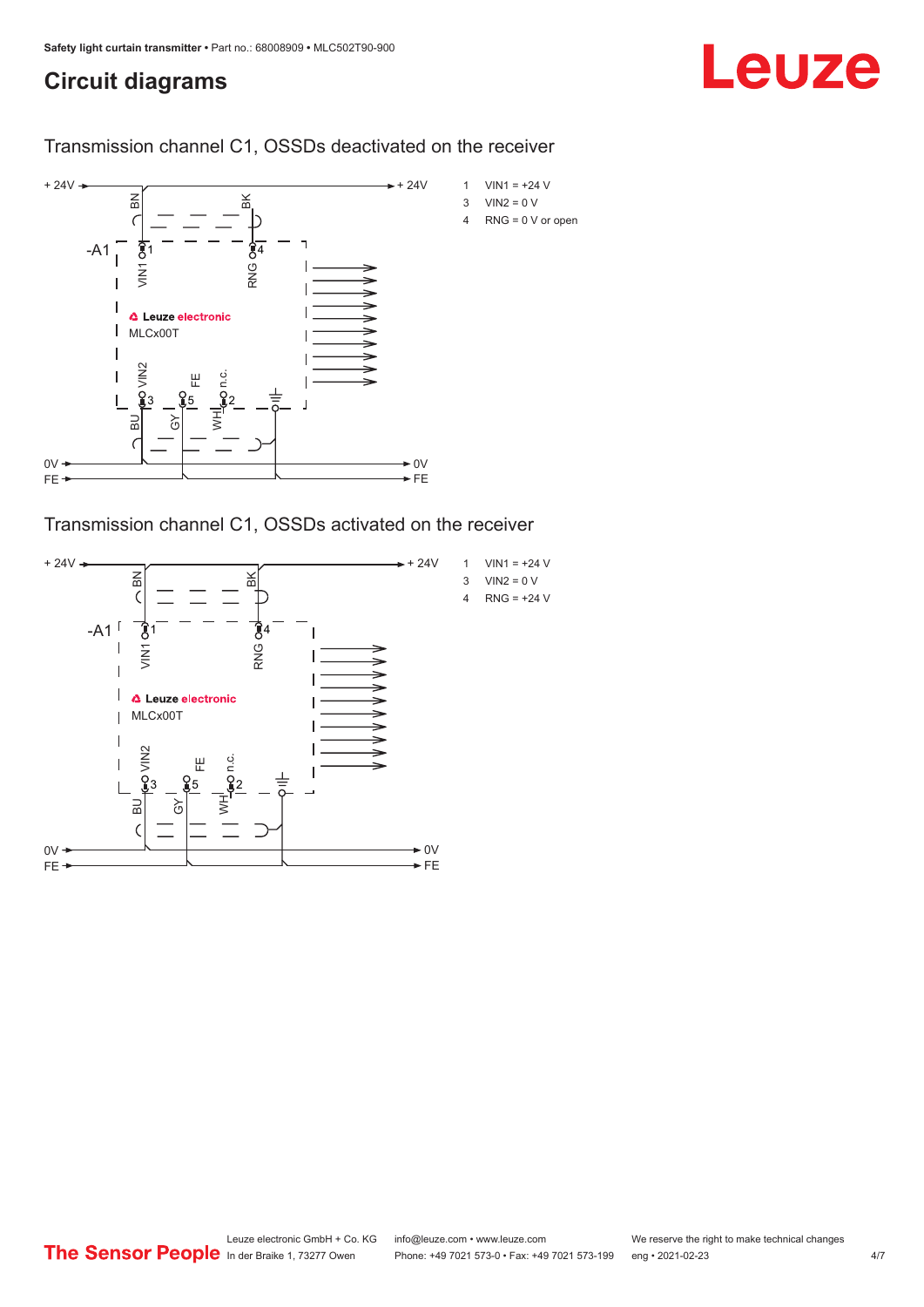## Circuit diagrams

### Transmission channel C1, OSSDs deactivated on the receiver

+ 24V — BN — BK — + 24V

-A1

VIN1 1 — RNG 4

Leuze electronic
MLCx00T

VIN2 3 — FE 5 — n.c. 2

BU — GY — WH

0V — 0V
FE — FE

| | |
|---|---|
| 1 | VIN1 = +24 V |
| 3 | VIN2 = 0 V |
| 4 | RNG = 0 V or open |

### Transmission channel C1, OSSDs activated on the receiver

+ 24V — BN — BK — + 24V

-A1

VIN1 1 — RNG 4

Leuze electronic
MLCx00T

VIN2 3 — FE 5 — n.c. 2

BU — GY — WH

0V — 0V
FE — FE

| | |
|---|---|
| 1 | VIN1 = +24 V |
| 3 | VIN2 = 0 V |
| 4 | RNG = +24 V |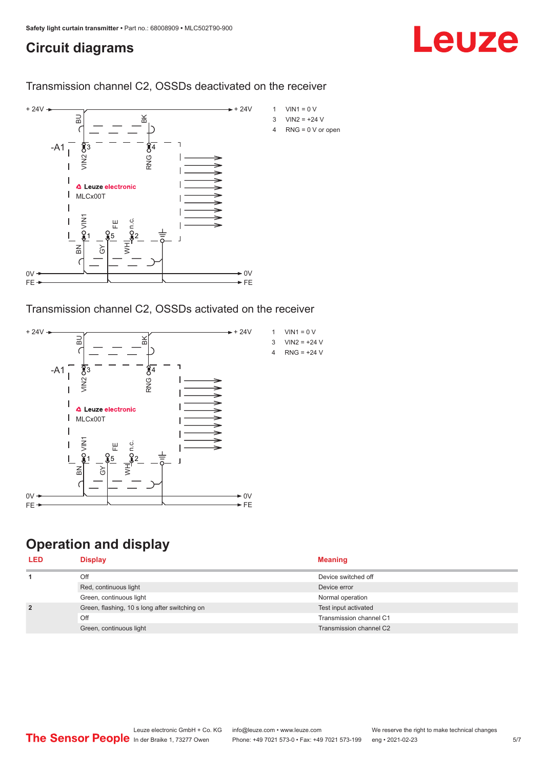# Circuit diagrams

## Transmission channel C2, OSSDs deactivated on the receiver

1 VIN1 = 0 V
3 VIN2 = +24 V
4 RNG = 0 V or open

## Transmission channel C2, OSSDs activated on the receiver

1 VIN1 = 0 V
3 VIN2 = +24 V
4 RNG = +24 V

# Operation and display

| LED | Display | Meaning |
| --- | --- | --- |
| 1 | Off | Device switched off |
| | Red, continuous light | Device error |
| | Green, continuous light | Normal operation |
| 2 | Green, flashing, 10 s long after switching on | Test input activated |
| | Off | Transmission channel C1 |
| | Green, continuous light | Transmission channel C2 |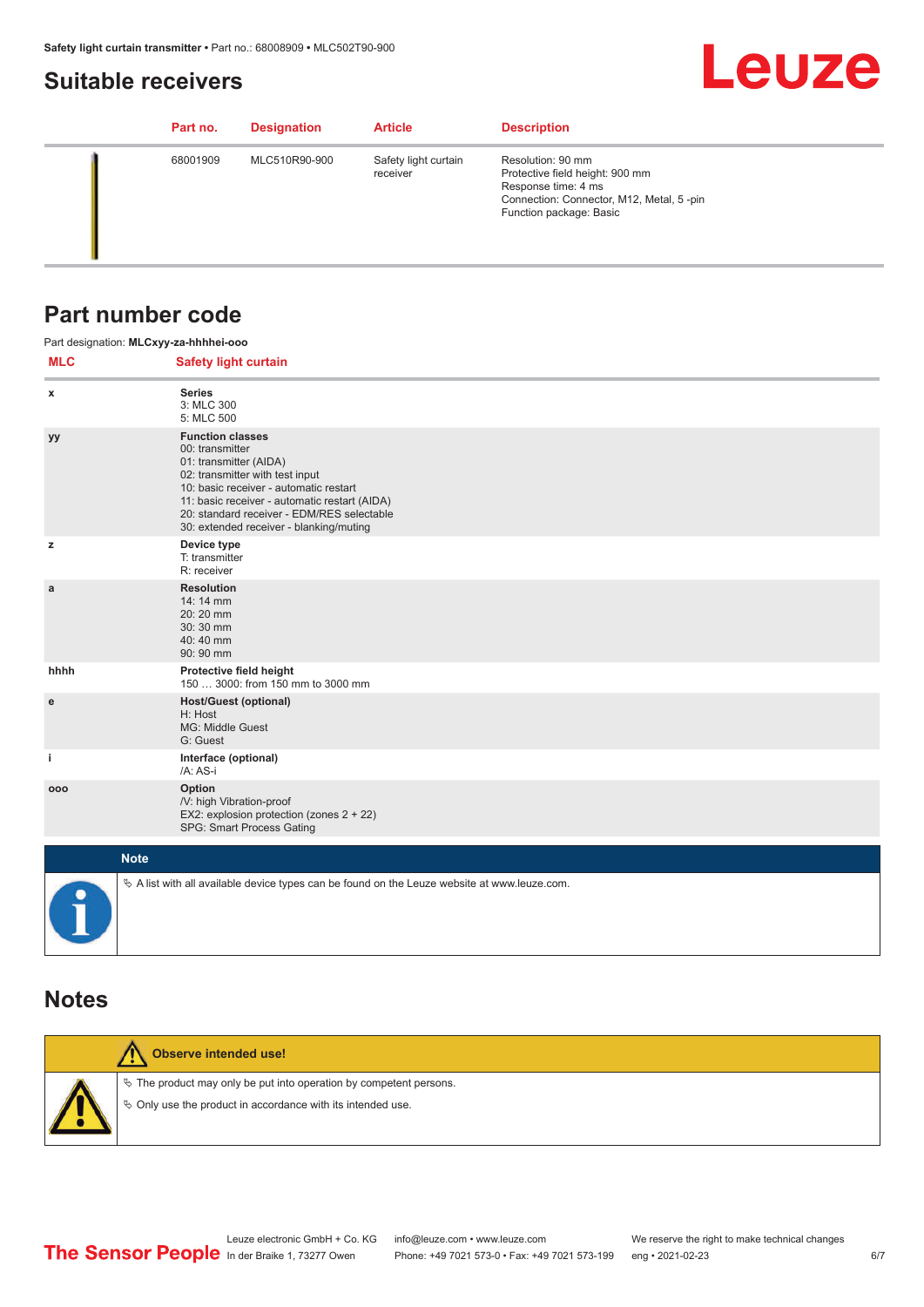## Suitable receivers

| Part no. | Designation | Article | Description |
|---|---|---|---|
| 68001909 | MLC510R90-900 | Safety light curtain receiver | Resolution: 90 mm<br>Protective field height: 900 mm<br>Response time: 4 ms<br>Connection: Connector, M12, Metal, 5 -pin<br>Function package: Basic |

## Part number code

Part designation: **MLCxyy-za-hhhhei-ooo**

| MLC | Safety light curtain |
|---|---|
| x | **Series**<br>3: MLC 300<br>5: MLC 500 |
| yy | **Function classes**<br>00: transmitter<br>01: transmitter (AIDA)<br>02: transmitter with test input<br>10: basic receiver - automatic restart<br>11: basic receiver - automatic restart (AIDA)<br>20: standard receiver - EDM/RES selectable<br>30: extended receiver - blanking/muting |
| z | **Device type**<br>T: transmitter<br>R: receiver |
| a | **Resolution**<br>14: 14 mm<br>20: 20 mm<br>30: 30 mm<br>40: 40 mm<br>90: 90 mm |
| hhhh | **Protective field height**<br>150 … 3000: from 150 mm to 3000 mm |
| e | **Host/Guest (optional)**<br>H: Host<br>MG: Middle Guest<br>G: Guest |
| i | **Interface (optional)**<br>/A: AS-i |
| ooo | **Option**<br>/V: high Vibration-proof<br>EX2: explosion protection (zones 2 + 22)<br>SPG: Smart Process Gating |

**Note**

- A list with all available device types can be found on the Leuze website at www.leuze.com.

## Notes

**Observe intended use!**

- The product may only be put into operation by competent persons.
- Only use the product in accordance with its intended use.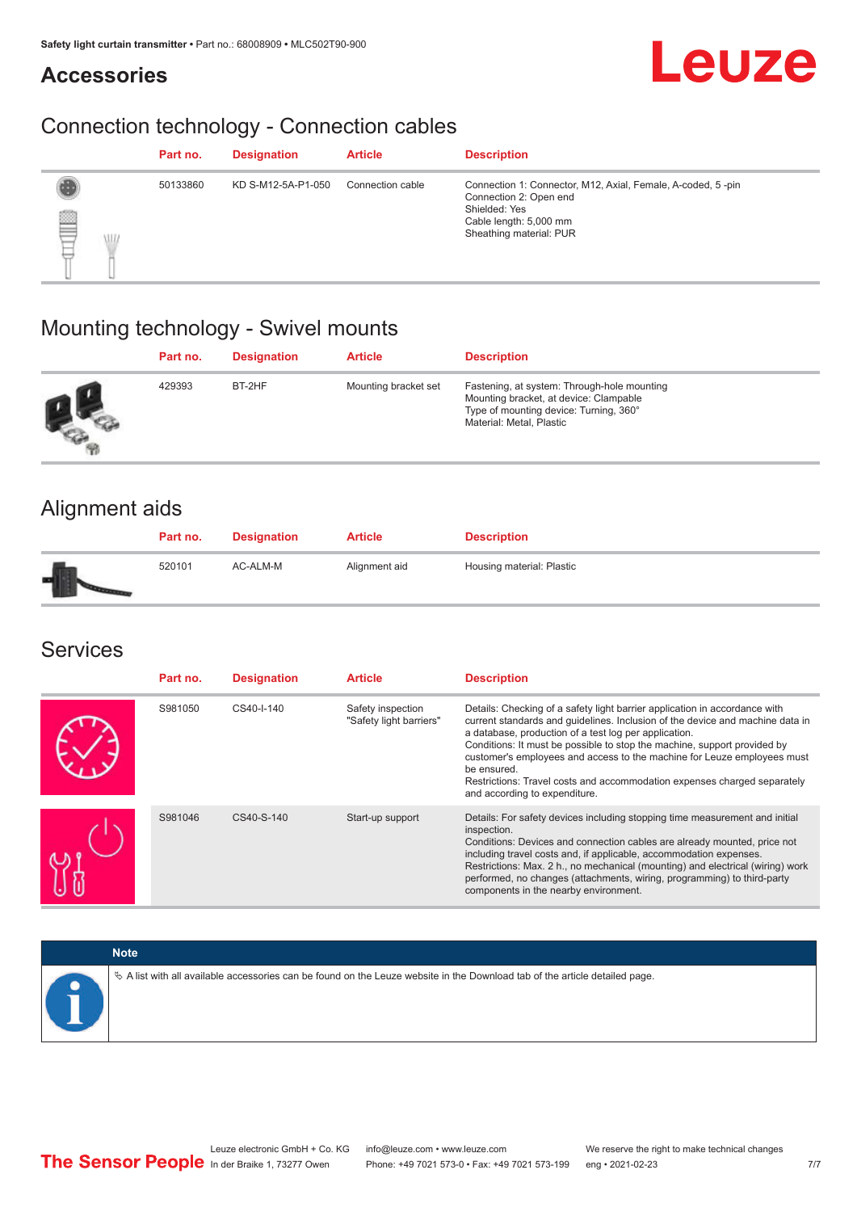## Accessories

### Connection technology - Connection cables

| | Part no. | Designation | Article | Description |
|---|---|---|---|---|
| | 50133860 | KD S-M12-5A-P1-050 | Connection cable | Connection 1: Connector, M12, Axial, Female, A-coded, 5 -pin<br>Connection 2: Open end<br>Shielded: Yes<br>Cable length: 5,000 mm<br>Sheathing material: PUR |

### Mounting technology - Swivel mounts

| | Part no. | Designation | Article | Description |
|---|---|---|---|---|
| | 429393 | BT-2HF | Mounting bracket set | Fastening, at system: Through-hole mounting<br>Mounting bracket, at device: Clampable<br>Type of mounting device: Turning, 360°<br>Material: Metal, Plastic |

### Alignment aids

| | Part no. | Designation | Article | Description |
|---|---|---|---|---|
| | 520101 | AC-ALM-M | Alignment aid | Housing material: Plastic |

### Services

| | Part no. | Designation | Article | Description |
|---|---|---|---|---|
| | S981050 | CS40-I-140 | Safety inspection "Safety light barriers" | Details: Checking of a safety light barrier application in accordance with current standards and guidelines. Inclusion of the device and machine data in a database, production of a test log per application.<br>Conditions: It must be possible to stop the machine, support provided by customer's employees and access to the machine for Leuze employees must be ensured.<br>Restrictions: Travel costs and accommodation expenses charged separately and according to expenditure. |
| | S981046 | CS40-S-140 | Start-up support | Details: For safety devices including stopping time measurement and initial inspection.<br>Conditions: Devices and connection cables are already mounted, price not including travel costs and, if applicable, accommodation expenses.<br>Restrictions: Max. 2 h., no mechanical (mounting) and electrical (wiring) work performed, no changes (attachments, wiring, programming) to third-party components in the nearby environment. |

**Note**

A list with all available accessories can be found on the Leuze website in the Download tab of the article detailed page.